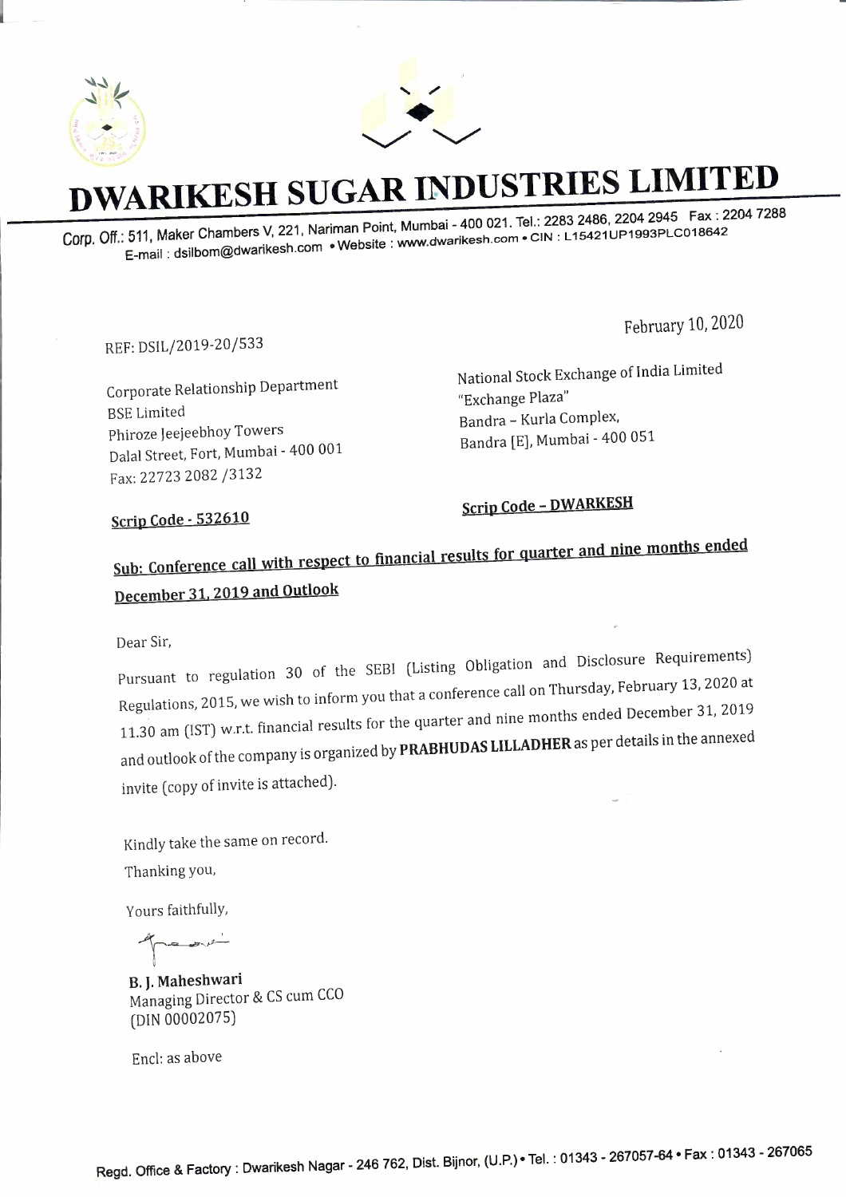# DWARIKESH SUGAR INDUSTRIES LIMITED

Corp. Off.: 511, Maker Chambers V, 221, Nariman Point, Mumbai - 400 021. Tel.: 2283 2486, 2204 2945 Fax : 2204 7288
E-mail : dsilbom@dwarikesh.com • Website : www.dwarikesh.com • CIN : L15421UP1993PLC018642

February 10, 2020

REF: DSIL/2019-20/533

Corporate Relationship Department
BSE Limited
Phiroze Jeejeebhoy Towers
Dalal Street, Fort, Mumbai - 400 001
Fax: 22723 2082 /3132

**Scrip Code - 532610**

National Stock Exchange of India Limited
"Exchange Plaza"
Bandra – Kurla Complex,
Bandra [E], Mumbai - 400 051

**Scrip Code – DWARKESH**

**Sub: Conference call with respect to financial results for quarter and nine months ended December 31, 2019 and Outlook**

Dear Sir,

Pursuant to regulation 30 of the SEBI (Listing Obligation and Disclosure Requirements) Regulations, 2015, we wish to inform you that a conference call on Thursday, February 13, 2020 at 11.30 am (IST) w.r.t. financial results for the quarter and nine months ended December 31, 2019 and outlook of the company is organized by **PRABHUDAS LILLADHER** as per details in the annexed invite (copy of invite is attached).

Kindly take the same on record.

Thanking you,

Yours faithfully,

**B. J. Maheshwari**
Managing Director & CS cum CCO
(DIN 00002075)

Encl: as above

Regd. Office & Factory : Dwarikesh Nagar - 246 762, Dist. Bijnor, (U.P.) • Tel. : 01343 - 267057-64 • Fax : 01343 - 267065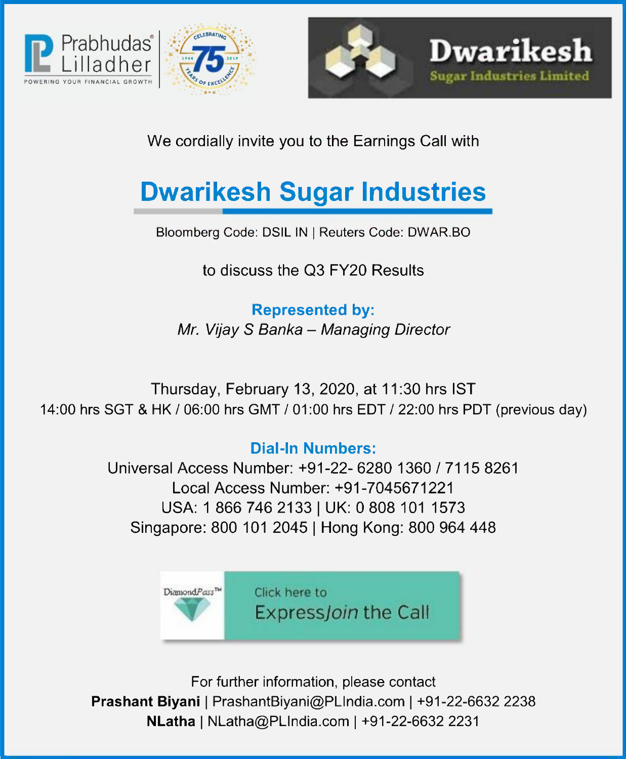Prabhudas Lilladher

POWERING YOUR FINANCIAL GROWTH

CELEBRATING 75 YEARS OF EXCELLENCE 1944 2019

Dwarikesh

Sugar Industries Limited

We cordially invite you to the Earnings Call with

# Dwarikesh Sugar Industries

Bloomberg Code: DSIL IN | Reuters Code: DWAR.BO

to discuss the Q3 FY20 Results

**Represented by:**

*Mr. Vijay S Banka – Managing Director*

Thursday, February 13, 2020, at 11:30 hrs IST

14:00 hrs SGT & HK / 06:00 hrs GMT / 01:00 hrs EDT / 22:00 hrs PDT (previous day)

**Dial-In Numbers:**

Universal Access Number: +91-22- 6280 1360 / 7115 8261

Local Access Number: +91-7045671221

USA: 1 866 746 2133 | UK: 0 808 101 1573

Singapore: 800 101 2045 | Hong Kong: 800 964 448

DiamondPass™ Click here to Express*Join* the Call

For further information, please contact

**Prashant Biyani** | PrashantBiyani@PLIndia.com | +91-22-6632 2238

**NLatha** | NLatha@PLIndia.com | +91-22-6632 2231